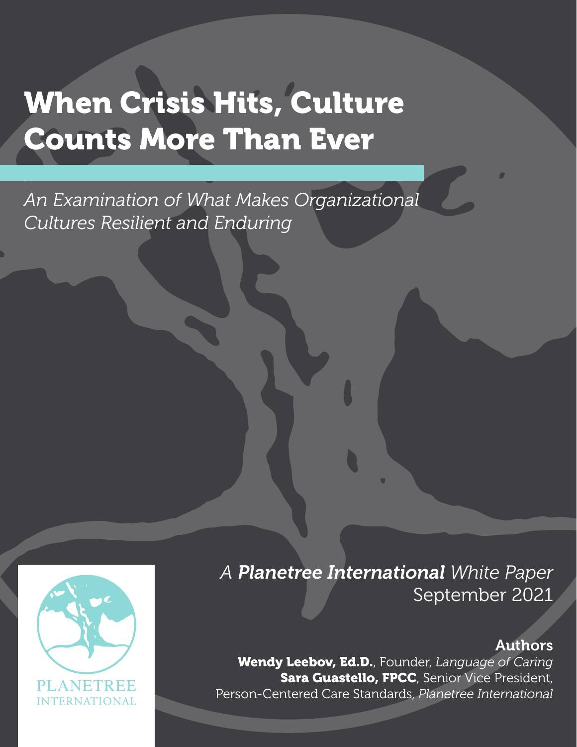# When Crisis Hits, Culture Counts More Than Ever

*An Examination of What Makes Organizational Cultures Resilient and Enduring*

PLANETREE INTERNATIONAL

*A* ***Planetree International*** *White Paper*
September 2021

**Authors**

**Wendy Leebov, Ed.D.**, Founder, *Language of Caring*
**Sara Guastello, FPCC**, Senior Vice President, Person-Centered Care Standards, *Planetree International*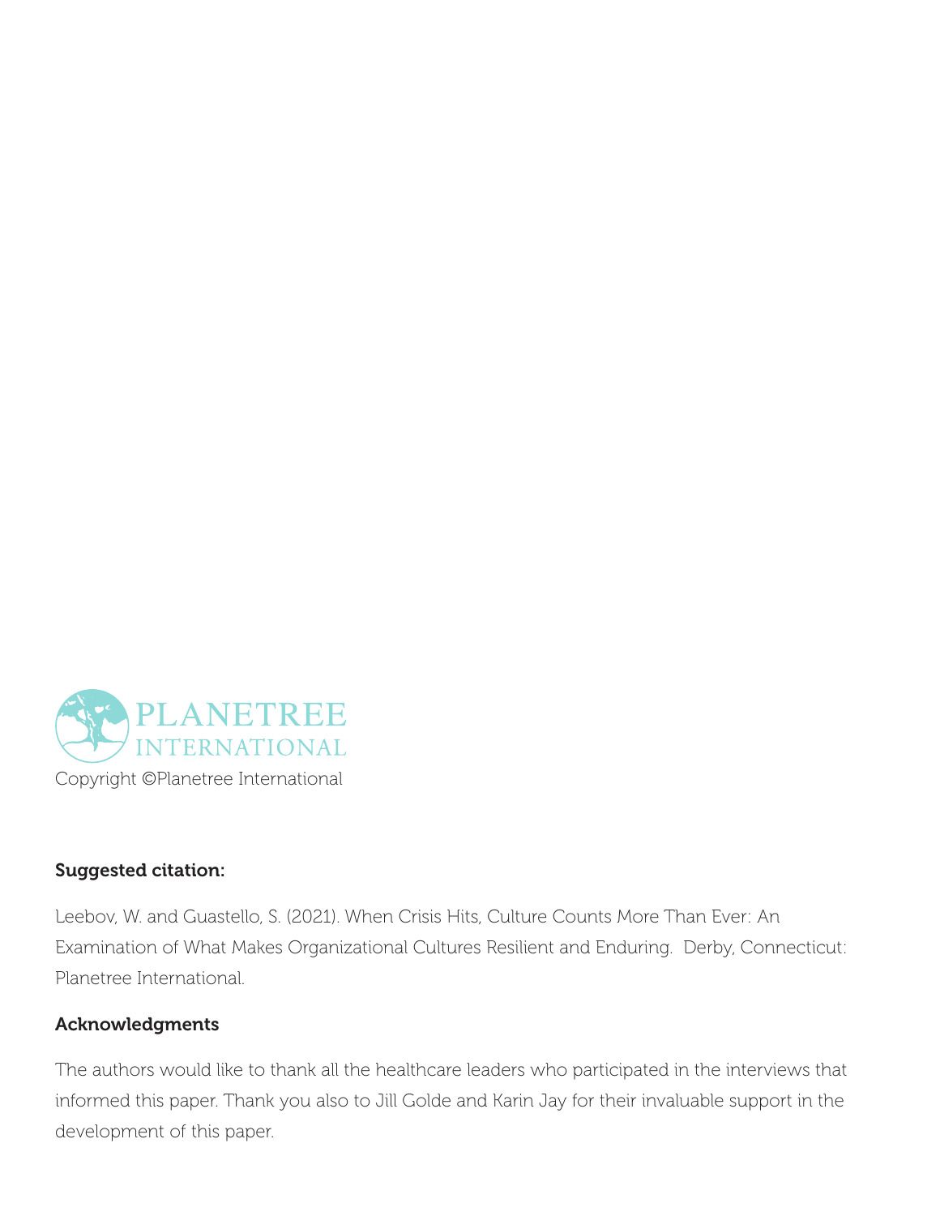PLANETREE
INTERNATIONAL

Copyright ©Planetree International

**Suggested citation:**

Leebov, W. and Guastello, S. (2021). When Crisis Hits, Culture Counts More Than Ever: An Examination of What Makes Organizational Cultures Resilient and Enduring. Derby, Connecticut: Planetree International.

**Acknowledgments**

The authors would like to thank all the healthcare leaders who participated in the interviews that informed this paper. Thank you also to Jill Golde and Karin Jay for their invaluable support in the development of this paper.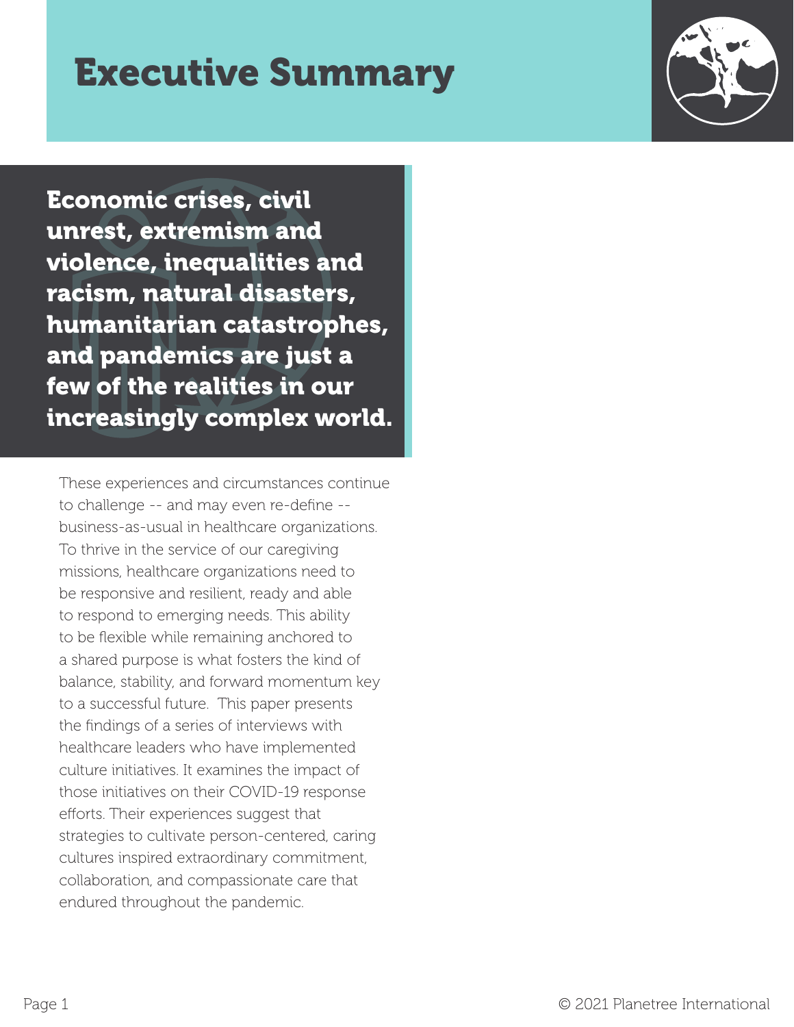# Executive Summary

**Economic crises, civil unrest, extremism and violence, inequalities and racism, natural disasters, humanitarian catastrophes, and pandemics are just a few of the realities in our increasingly complex world.**

These experiences and circumstances continue to challenge -- and may even re-define -- business-as-usual in healthcare organizations. To thrive in the service of our caregiving missions, healthcare organizations need to be responsive and resilient, ready and able to respond to emerging needs. This ability to be flexible while remaining anchored to a shared purpose is what fosters the kind of balance, stability, and forward momentum key to a successful future. This paper presents the findings of a series of interviews with healthcare leaders who have implemented culture initiatives. It examines the impact of those initiatives on their COVID-19 response efforts. Their experiences suggest that strategies to cultivate person-centered, caring cultures inspired extraordinary commitment, collaboration, and compassionate care that endured throughout the pandemic.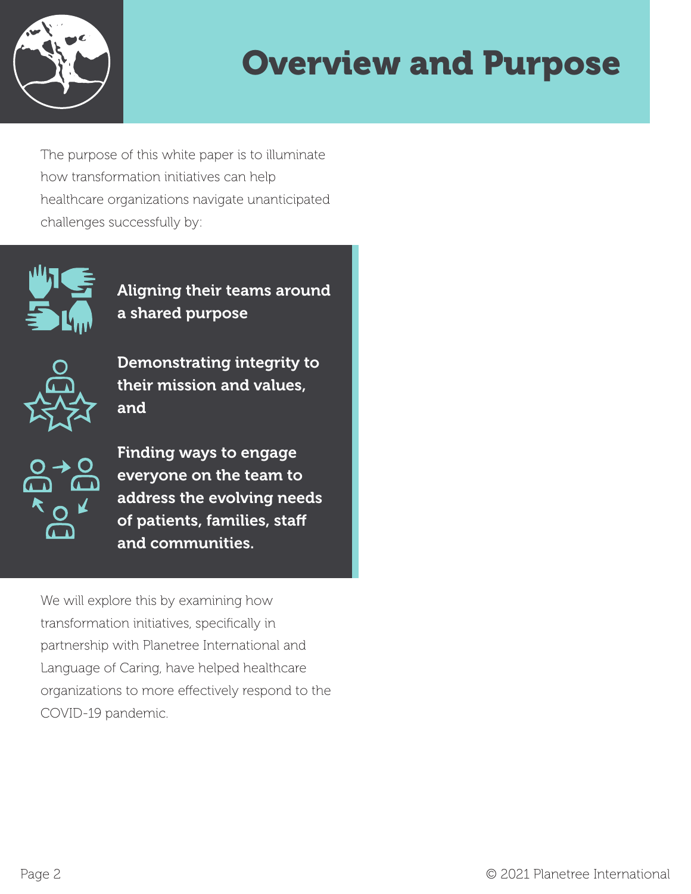# Overview and Purpose

The purpose of this white paper is to illuminate how transformation initiatives can help healthcare organizations navigate unanticipated challenges successfully by:

- **Aligning their teams around a shared purpose**
- **Demonstrating integrity to their mission and values, and**
- **Finding ways to engage everyone on the team to address the evolving needs of patients, families, staff and communities.**

We will explore this by examining how transformation initiatives, specifically in partnership with Planetree International and Language of Caring, have helped healthcare organizations to more effectively respond to the COVID-19 pandemic.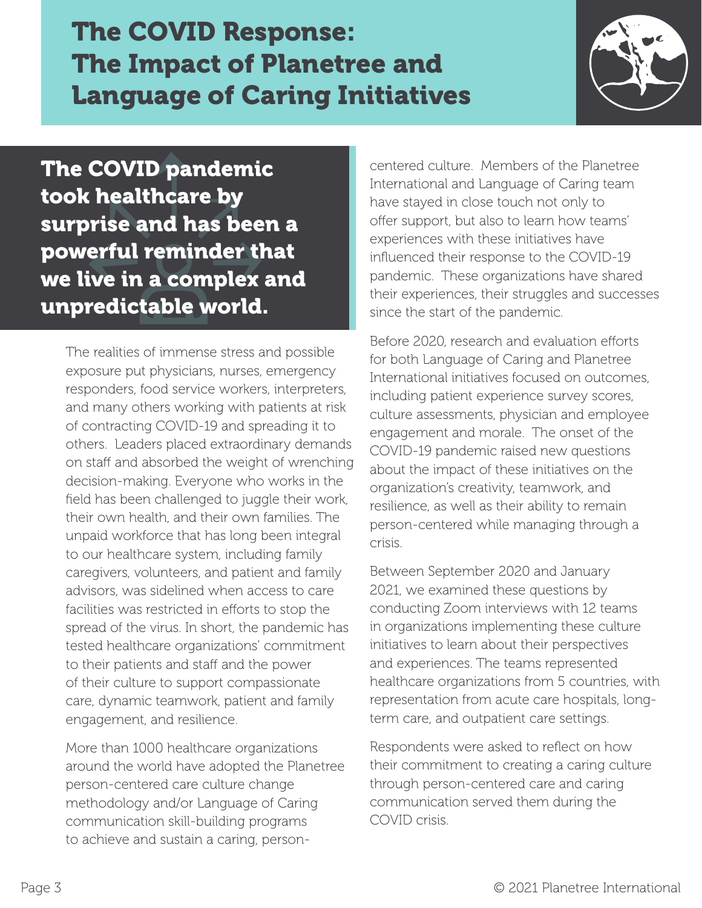# The COVID Response: The Impact of Planetree and Language of Caring Initiatives

**The COVID pandemic took healthcare by surprise and has been a powerful reminder that we live in a complex and unpredictable world.**

The realities of immense stress and possible exposure put physicians, nurses, emergency responders, food service workers, interpreters, and many others working with patients at risk of contracting COVID-19 and spreading it to others. Leaders placed extraordinary demands on staff and absorbed the weight of wrenching decision-making. Everyone who works in the field has been challenged to juggle their work, their own health, and their own families. The unpaid workforce that has long been integral to our healthcare system, including family caregivers, volunteers, and patient and family advisors, was sidelined when access to care facilities was restricted in efforts to stop the spread of the virus. In short, the pandemic has tested healthcare organizations' commitment to their patients and staff and the power of their culture to support compassionate care, dynamic teamwork, patient and family engagement, and resilience.

More than 1000 healthcare organizations around the world have adopted the Planetree person-centered care culture change methodology and/or Language of Caring communication skill-building programs to achieve and sustain a caring, person-centered culture. Members of the Planetree International and Language of Caring team have stayed in close touch not only to offer support, but also to learn how teams' experiences with these initiatives have influenced their response to the COVID-19 pandemic. These organizations have shared their experiences, their struggles and successes since the start of the pandemic.

Before 2020, research and evaluation efforts for both Language of Caring and Planetree International initiatives focused on outcomes, including patient experience survey scores, culture assessments, physician and employee engagement and morale. The onset of the COVID-19 pandemic raised new questions about the impact of these initiatives on the organization's creativity, teamwork, and resilience, as well as their ability to remain person-centered while managing through a crisis.

Between September 2020 and January 2021, we examined these questions by conducting Zoom interviews with 12 teams in organizations implementing these culture initiatives to learn about their perspectives and experiences. The teams represented healthcare organizations from 5 countries, with representation from acute care hospitals, long-term care, and outpatient care settings.

Respondents were asked to reflect on how their commitment to creating a caring culture through person-centered care and caring communication served them during the COVID crisis.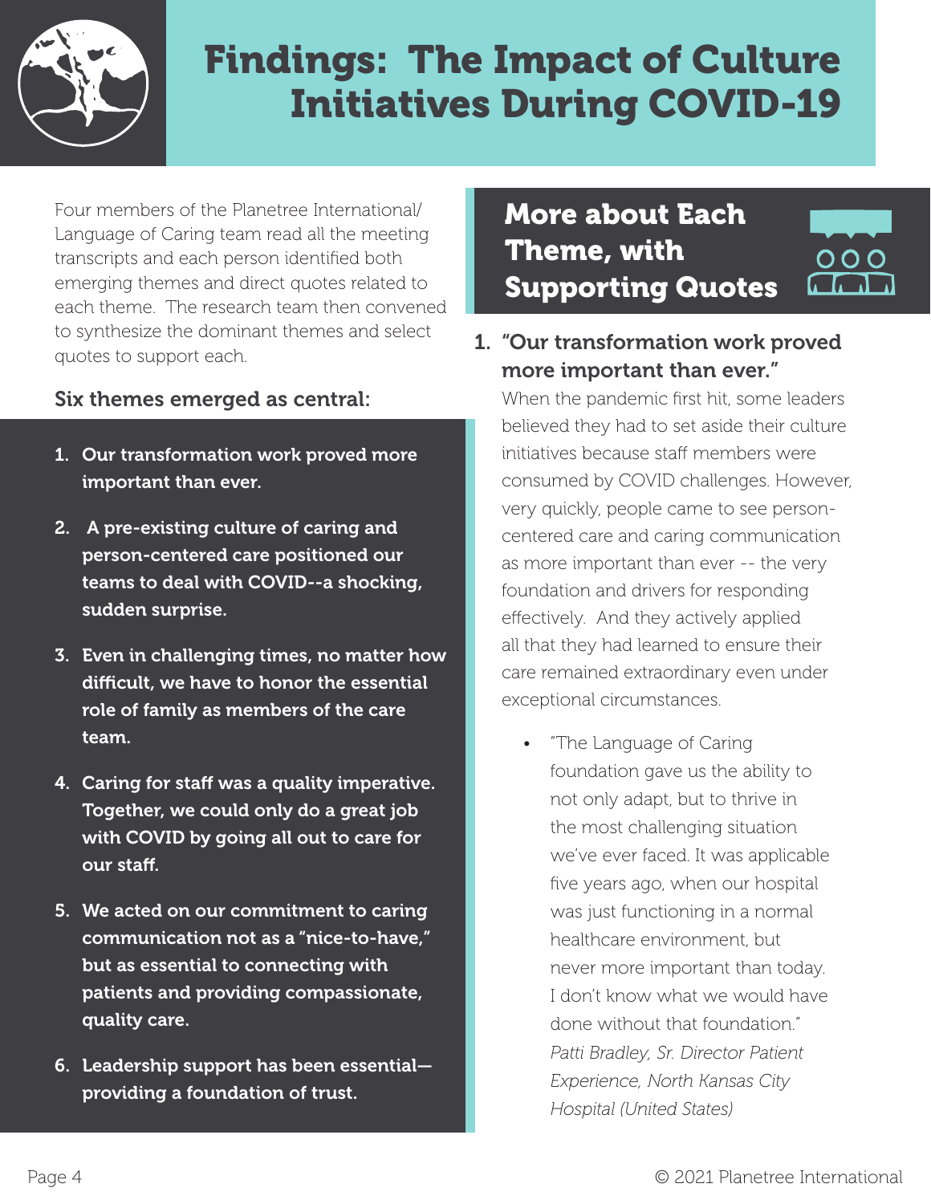# Findings: The Impact of Culture Initiatives During COVID-19

Four members of the Planetree International/ Language of Caring team read all the meeting transcripts and each person identified both emerging themes and direct quotes related to each theme. The research team then convened to synthesize the dominant themes and select quotes to support each.

### Six themes emerged as central:

1. **Our transformation work proved more important than ever.**
2. **A pre-existing culture of caring and person-centered care positioned our teams to deal with COVID--a shocking, sudden surprise.**
3. **Even in challenging times, no matter how difficult, we have to honor the essential role of family as members of the care team.**
4. **Caring for staff was a quality imperative. Together, we could only do a great job with COVID by going all out to care for our staff.**
5. **We acted on our commitment to caring communication not as a "nice-to-have," but as essential to connecting with patients and providing compassionate, quality care.**
6. **Leadership support has been essential—providing a foundation of trust.**

## More about Each Theme, with Supporting Quotes

### 1. "Our transformation work proved more important than ever."

When the pandemic first hit, some leaders believed they had to set aside their culture initiatives because staff members were consumed by COVID challenges. However, very quickly, people came to see person-centered care and caring communication as more important than ever -- the very foundation and drivers for responding effectively. And they actively applied all that they had learned to ensure their care remained extraordinary even under exceptional circumstances.

- "The Language of Caring foundation gave us the ability to not only adapt, but to thrive in the most challenging situation we've ever faced. It was applicable five years ago, when our hospital was just functioning in a normal healthcare environment, but never more important than today. I don't know what we would have done without that foundation." *Patti Bradley, Sr. Director Patient Experience, North Kansas City Hospital (United States)*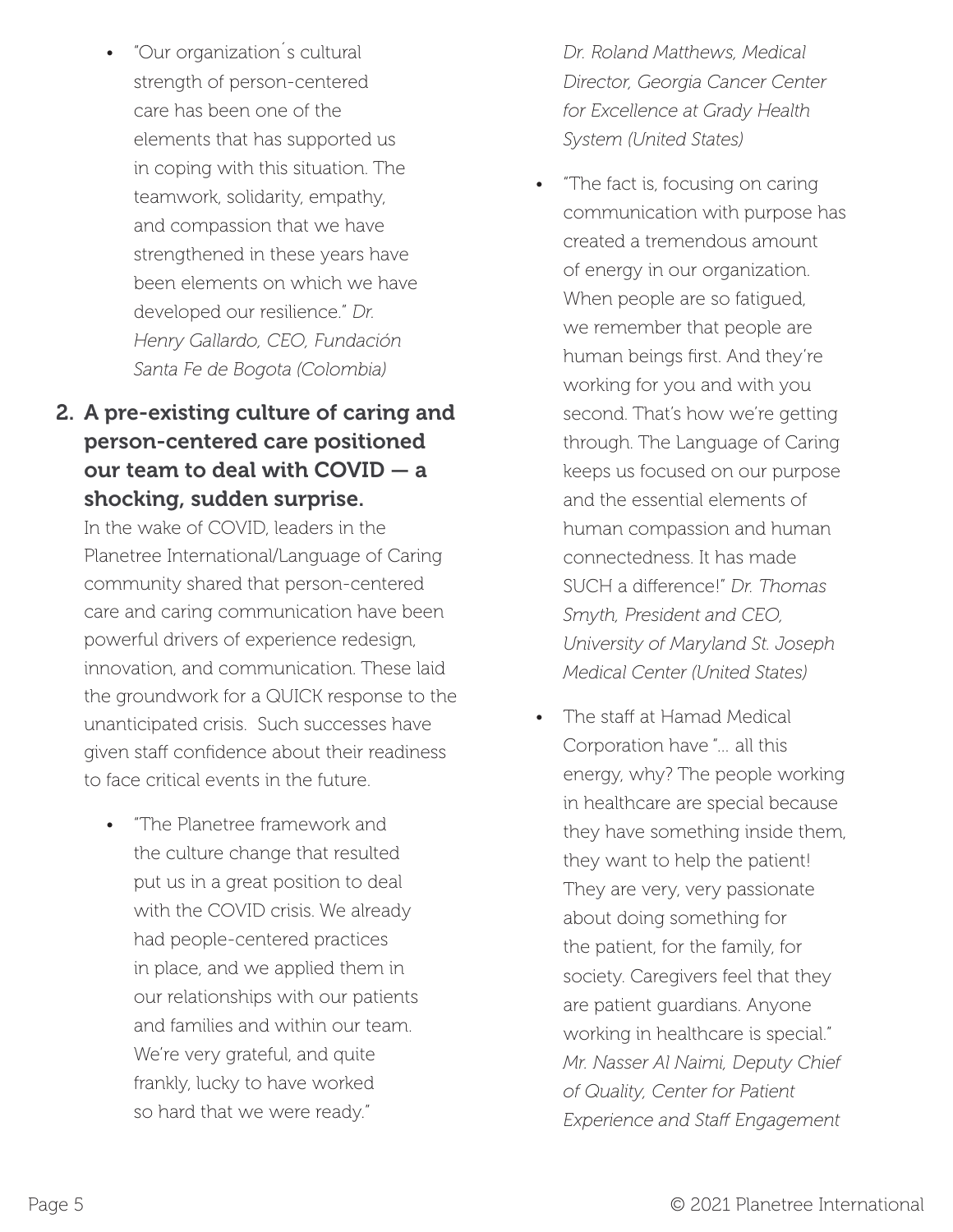- "Our organization´s cultural strength of person-centered care has been one of the elements that has supported us in coping with this situation. The teamwork, solidarity, empathy, and compassion that we have strengthened in these years have been elements on which we have developed our resilience." *Dr. Henry Gallardo, CEO, Fundación Santa Fe de Bogota (Colombia)*

2. **A pre-existing culture of caring and person-centered care positioned our team to deal with COVID — a shocking, sudden surprise.**

   In the wake of COVID, leaders in the Planetree International/Language of Caring community shared that person-centered care and caring communication have been powerful drivers of experience redesign, innovation, and communication. These laid the groundwork for a QUICK response to the unanticipated crisis. Such successes have given staff confidence about their readiness to face critical events in the future.

   - "The Planetree framework and the culture change that resulted put us in a great position to deal with the COVID crisis. We already had people-centered practices in place, and we applied them in our relationships with our patients and families and within our team. We're very grateful, and quite frankly, lucky to have worked so hard that we were ready." *Dr. Roland Matthews, Medical Director, Georgia Cancer Center for Excellence at Grady Health System (United States)*
   - "The fact is, focusing on caring communication with purpose has created a tremendous amount of energy in our organization. When people are so fatigued, we remember that people are human beings first. And they're working for you and with you second. That's how we're getting through. The Language of Caring keeps us focused on our purpose and the essential elements of human compassion and human connectedness. It has made SUCH a difference!" *Dr. Thomas Smyth, President and CEO, University of Maryland St. Joseph Medical Center (United States)*
   - The staff at Hamad Medical Corporation have "... all this energy, why? The people working in healthcare are special because they have something inside them, they want to help the patient! They are very, very passionate about doing something for the patient, for the family, for society. Caregivers feel that they are patient guardians. Anyone working in healthcare is special." *Mr. Nasser Al Naimi, Deputy Chief of Quality, Center for Patient Experience and Staff Engagement*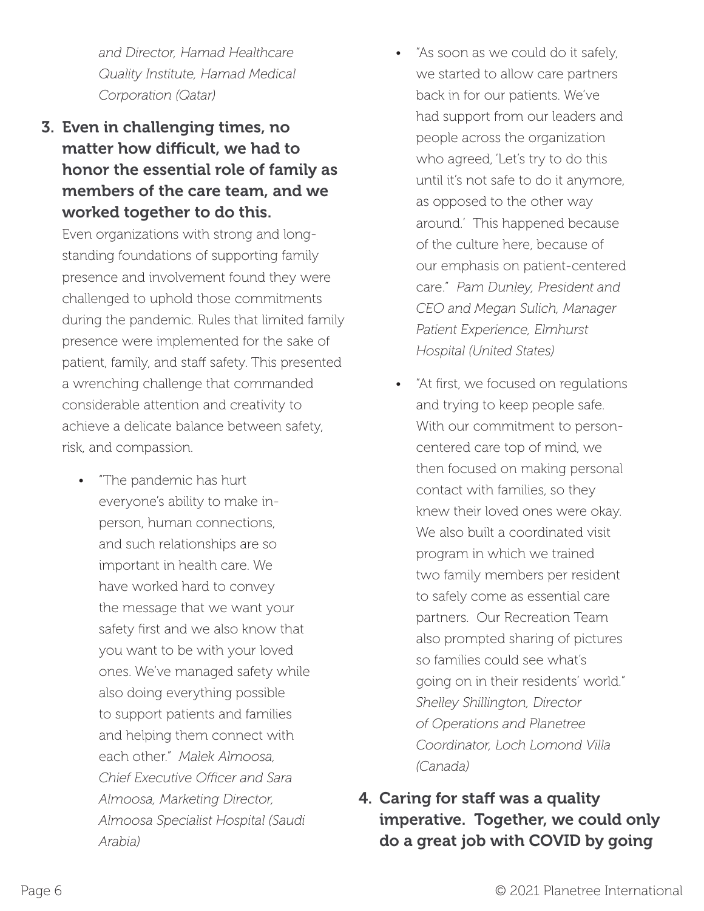*and Director, Hamad Healthcare Quality Institute, Hamad Medical Corporation (Qatar)*

3. **Even in challenging times, no matter how difficult, we had to honor the essential role of family as members of the care team, and we worked together to do this.**

   Even organizations with strong and long-standing foundations of supporting family presence and involvement found they were challenged to uphold those commitments during the pandemic. Rules that limited family presence were implemented for the sake of patient, family, and staff safety. This presented a wrenching challenge that commanded considerable attention and creativity to achieve a delicate balance between safety, risk, and compassion.

   - "The pandemic has hurt everyone's ability to make in-person, human connections, and such relationships are so important in health care. We have worked hard to convey the message that we want your safety first and we also know that you want to be with your loved ones. We've managed safety while also doing everything possible to support patients and families and helping them connect with each other." *Malek Almoosa, Chief Executive Officer and Sara Almoosa, Marketing Director, Almoosa Specialist Hospital (Saudi Arabia)*
   - "As soon as we could do it safely, we started to allow care partners back in for our patients. We've had support from our leaders and people across the organization who agreed, 'Let's try to do this until it's not safe to do it anymore, as opposed to the other way around.' This happened because of the culture here, because of our emphasis on patient-centered care." *Pam Dunley, President and CEO and Megan Sulich, Manager Patient Experience, Elmhurst Hospital (United States)*
   - "At first, we focused on regulations and trying to keep people safe. With our commitment to person-centered care top of mind, we then focused on making personal contact with families, so they knew their loved ones were okay. We also built a coordinated visit program in which we trained two family members per resident to safely come as essential care partners. Our Recreation Team also prompted sharing of pictures so families could see what's going on in their residents' world." *Shelley Shillington, Director of Operations and Planetree Coordinator, Loch Lomond Villa (Canada)*

4. **Caring for staff was a quality imperative. Together, we could only do a great job with COVID by going**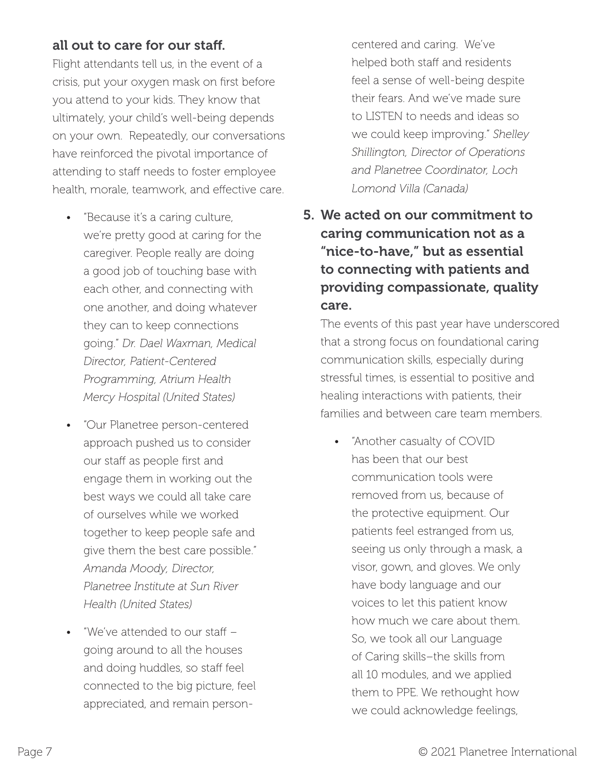**all out to care for our staff.**

Flight attendants tell us, in the event of a crisis, put your oxygen mask on first before you attend to your kids. They know that ultimately, your child's well-being depends on your own. Repeatedly, our conversations have reinforced the pivotal importance of attending to staff needs to foster employee health, morale, teamwork, and effective care.

- "Because it's a caring culture, we're pretty good at caring for the caregiver. People really are doing a good job of touching base with each other, and connecting with one another, and doing whatever they can to keep connections going." *Dr. Dael Waxman, Medical Director, Patient-Centered Programming, Atrium Health Mercy Hospital (United States)*
- "Our Planetree person-centered approach pushed us to consider our staff as people first and engage them in working out the best ways we could all take care of ourselves while we worked together to keep people safe and give them the best care possible." *Amanda Moody, Director, Planetree Institute at Sun River Health (United States)*
- "We've attended to our staff – going around to all the houses and doing huddles, so staff feel connected to the big picture, feel appreciated, and remain person-centered and caring. We've helped both staff and residents feel a sense of well-being despite their fears. And we've made sure to LISTEN to needs and ideas so we could keep improving." *Shelley Shillington, Director of Operations and Planetree Coordinator, Loch Lomond Villa (Canada)*

**5. We acted on our commitment to caring communication not as a "nice-to-have," but as essential to connecting with patients and providing compassionate, quality care.**

The events of this past year have underscored that a strong focus on foundational caring communication skills, especially during stressful times, is essential to positive and healing interactions with patients, their families and between care team members.

- "Another casualty of COVID has been that our best communication tools were removed from us, because of the protective equipment. Our patients feel estranged from us, seeing us only through a mask, a visor, gown, and gloves. We only have body language and our voices to let this patient know how much we care about them. So, we took all our Language of Caring skills–the skills from all 10 modules, and we applied them to PPE. We rethought how we could acknowledge feelings,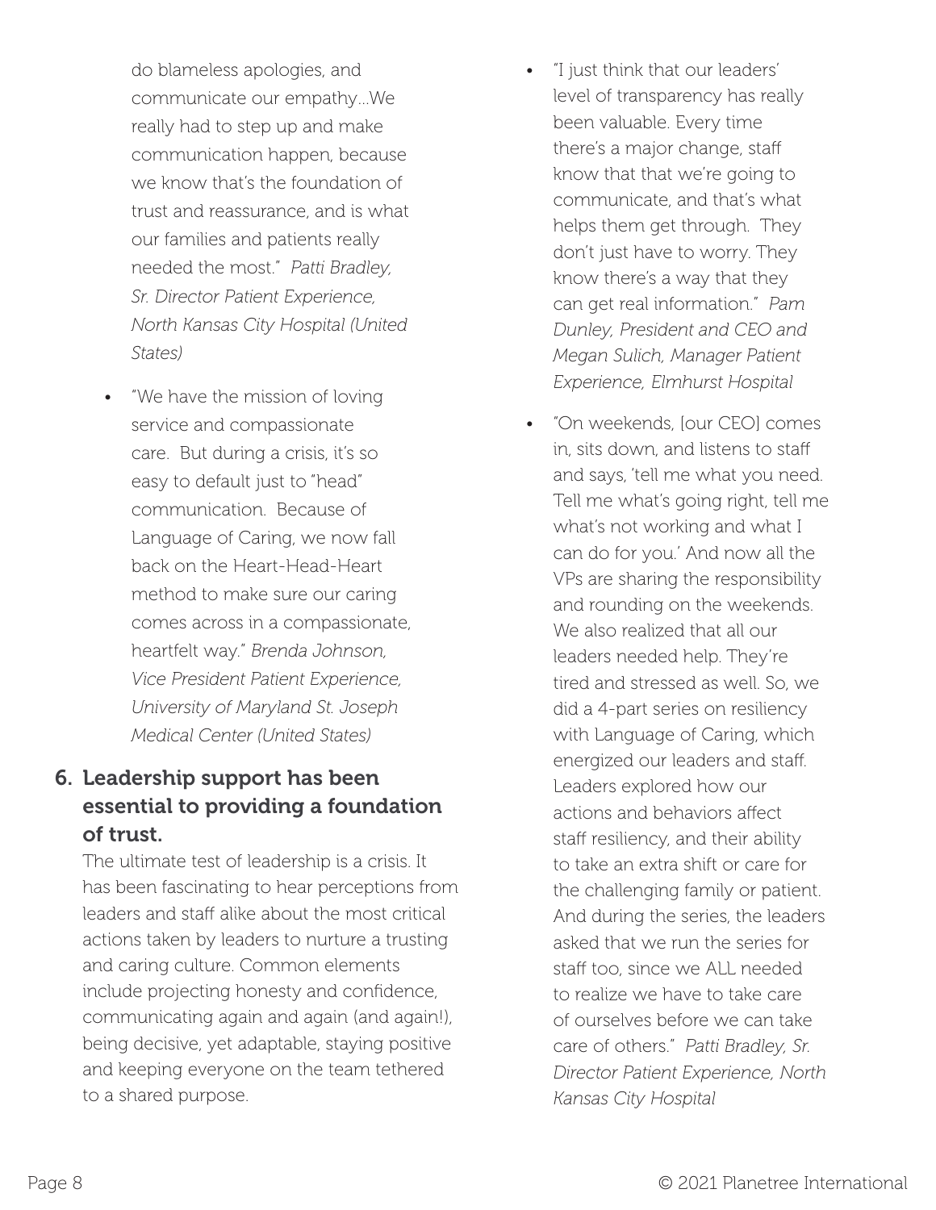do blameless apologies, and communicate our empathy...We really had to step up and make communication happen, because we know that's the foundation of trust and reassurance, and is what our families and patients really needed the most." *Patti Bradley, Sr. Director Patient Experience, North Kansas City Hospital (United States)*

- "We have the mission of loving service and compassionate care. But during a crisis, it's so easy to default just to "head" communication. Because of Language of Caring, we now fall back on the Heart-Head-Heart method to make sure our caring comes across in a compassionate, heartfelt way." *Brenda Johnson, Vice President Patient Experience, University of Maryland St. Joseph Medical Center (United States)*

### 6. Leadership support has been essential to providing a foundation of trust.

The ultimate test of leadership is a crisis. It has been fascinating to hear perceptions from leaders and staff alike about the most critical actions taken by leaders to nurture a trusting and caring culture. Common elements include projecting honesty and confidence, communicating again and again (and again!), being decisive, yet adaptable, staying positive and keeping everyone on the team tethered to a shared purpose.

- "I just think that our leaders' level of transparency has really been valuable. Every time there's a major change, staff know that that we're going to communicate, and that's what helps them get through. They don't just have to worry. They know there's a way that they can get real information." *Pam Dunley, President and CEO and Megan Sulich, Manager Patient Experience, Elmhurst Hospital*
- "On weekends, [our CEO] comes in, sits down, and listens to staff and says, 'tell me what you need. Tell me what's going right, tell me what's not working and what I can do for you.' And now all the VPs are sharing the responsibility and rounding on the weekends. We also realized that all our leaders needed help. They're tired and stressed as well. So, we did a 4-part series on resiliency with Language of Caring, which energized our leaders and staff. Leaders explored how our actions and behaviors affect staff resiliency, and their ability to take an extra shift or care for the challenging family or patient. And during the series, the leaders asked that we run the series for staff too, since we ALL needed to realize we have to take care of ourselves before we can take care of others." *Patti Bradley, Sr. Director Patient Experience, North Kansas City Hospital*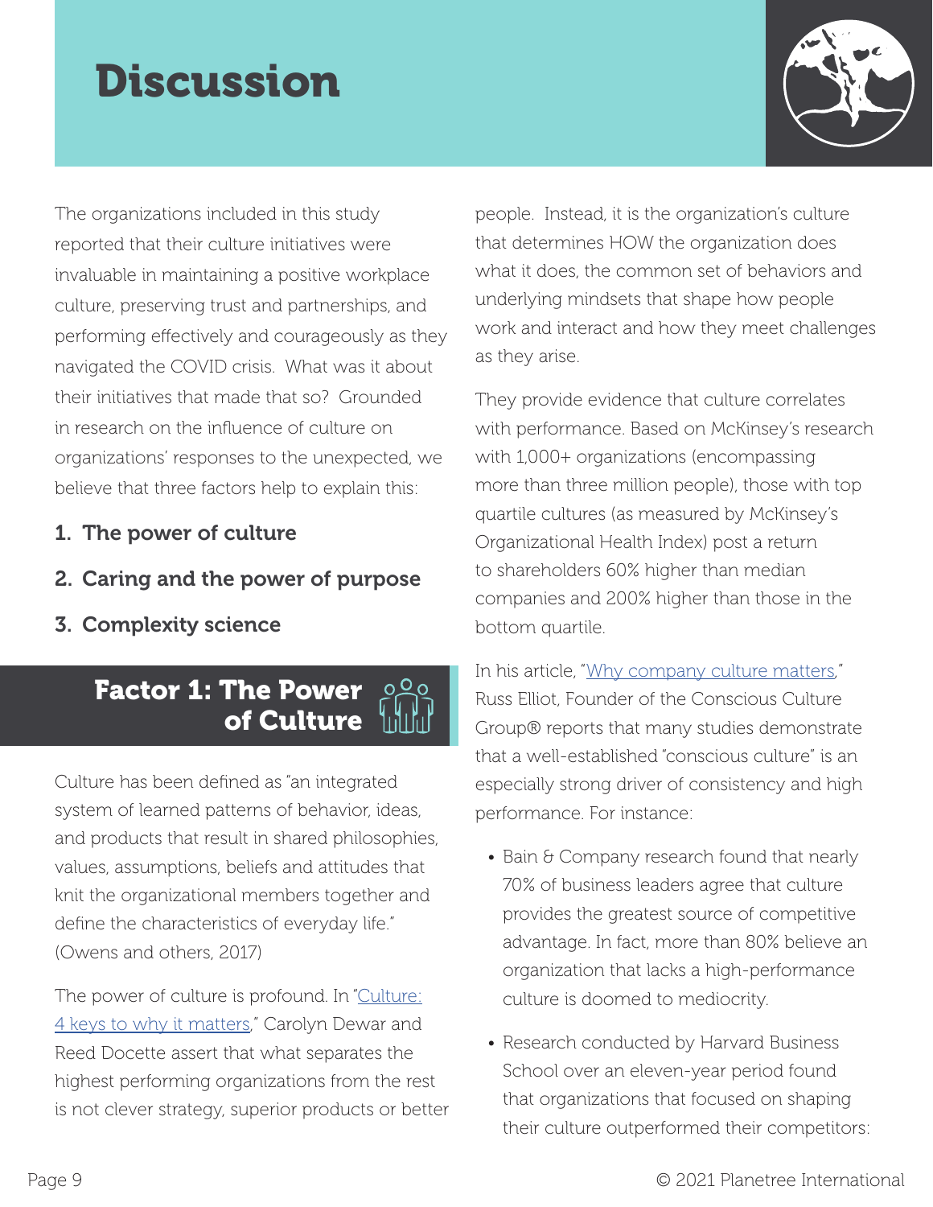# Discussion

The organizations included in this study reported that their culture initiatives were invaluable in maintaining a positive workplace culture, preserving trust and partnerships, and performing effectively and courageously as they navigated the COVID crisis. What was it about their initiatives that made that so? Grounded in research on the influence of culture on organizations' responses to the unexpected, we believe that three factors help to explain this:

1. **The power of culture**
2. **Caring and the power of purpose**
3. **Complexity science**

## Factor 1: The Power of Culture

Culture has been defined as "an integrated system of learned patterns of behavior, ideas, and products that result in shared philosophies, values, assumptions, beliefs and attitudes that knit the organizational members together and define the characteristics of everyday life." (Owens and others, 2017)

The power of culture is profound. In "Culture: 4 keys to why it matters," Carolyn Dewar and Reed Docette assert that what separates the highest performing organizations from the rest is not clever strategy, superior products or better people. Instead, it is the organization's culture that determines HOW the organization does what it does, the common set of behaviors and underlying mindsets that shape how people work and interact and how they meet challenges as they arise.

They provide evidence that culture correlates with performance. Based on McKinsey's research with 1,000+ organizations (encompassing more than three million people), those with top quartile cultures (as measured by McKinsey's Organizational Health Index) post a return to shareholders 60% higher than median companies and 200% higher than those in the bottom quartile.

In his article, "Why company culture matters," Russ Elliot, Founder of the Conscious Culture Group® reports that many studies demonstrate that a well-established "conscious culture" is an especially strong driver of consistency and high performance. For instance:

- Bain & Company research found that nearly 70% of business leaders agree that culture provides the greatest source of competitive advantage. In fact, more than 80% believe an organization that lacks a high-performance culture is doomed to mediocrity.
- Research conducted by Harvard Business School over an eleven-year period found that organizations that focused on shaping their culture outperformed their competitors: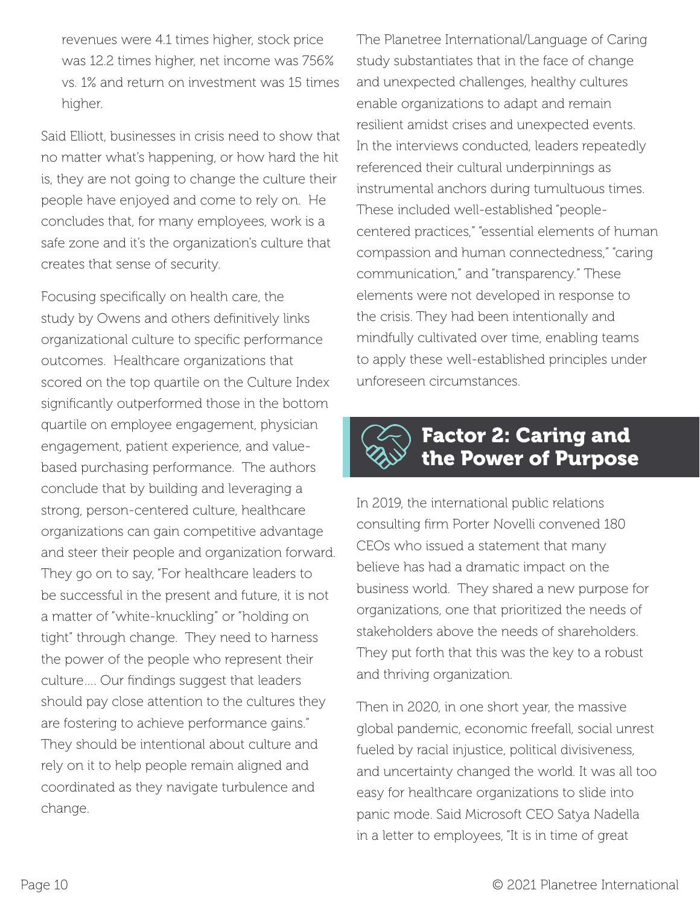revenues were 4.1 times higher, stock price was 12.2 times higher, net income was 756% vs. 1% and return on investment was 15 times higher.

Said Elliott, businesses in crisis need to show that no matter what's happening, or how hard the hit is, they are not going to change the culture their people have enjoyed and come to rely on. He concludes that, for many employees, work is a safe zone and it's the organization's culture that creates that sense of security.

Focusing specifically on health care, the study by Owens and others definitively links organizational culture to specific performance outcomes. Healthcare organizations that scored on the top quartile on the Culture Index significantly outperformed those in the bottom quartile on employee engagement, physician engagement, patient experience, and value-based purchasing performance. The authors conclude that by building and leveraging a strong, person-centered culture, healthcare organizations can gain competitive advantage and steer their people and organization forward. They go on to say, "For healthcare leaders to be successful in the present and future, it is not a matter of "white-knuckling" or "holding on tight" through change. They need to harness the power of the people who represent their culture.... Our findings suggest that leaders should pay close attention to the cultures they are fostering to achieve performance gains." They should be intentional about culture and rely on it to help people remain aligned and coordinated as they navigate turbulence and change.

The Planetree International/Language of Caring study substantiates that in the face of change and unexpected challenges, healthy cultures enable organizations to adapt and remain resilient amidst crises and unexpected events. In the interviews conducted, leaders repeatedly referenced their cultural underpinnings as instrumental anchors during tumultuous times. These included well-established "people-centered practices," "essential elements of human compassion and human connectedness," "caring communication," and "transparency." These elements were not developed in response to the crisis. They had been intentionally and mindfully cultivated over time, enabling teams to apply these well-established principles under unforeseen circumstances.

## Factor 2: Caring and the Power of Purpose

In 2019, the international public relations consulting firm Porter Novelli convened 180 CEOs who issued a statement that many believe has had a dramatic impact on the business world. They shared a new purpose for organizations, one that prioritized the needs of stakeholders above the needs of shareholders. They put forth that this was the key to a robust and thriving organization.

Then in 2020, in one short year, the massive global pandemic, economic freefall, social unrest fueled by racial injustice, political divisiveness, and uncertainty changed the world. It was all too easy for healthcare organizations to slide into panic mode. Said Microsoft CEO Satya Nadella in a letter to employees, "It is in time of great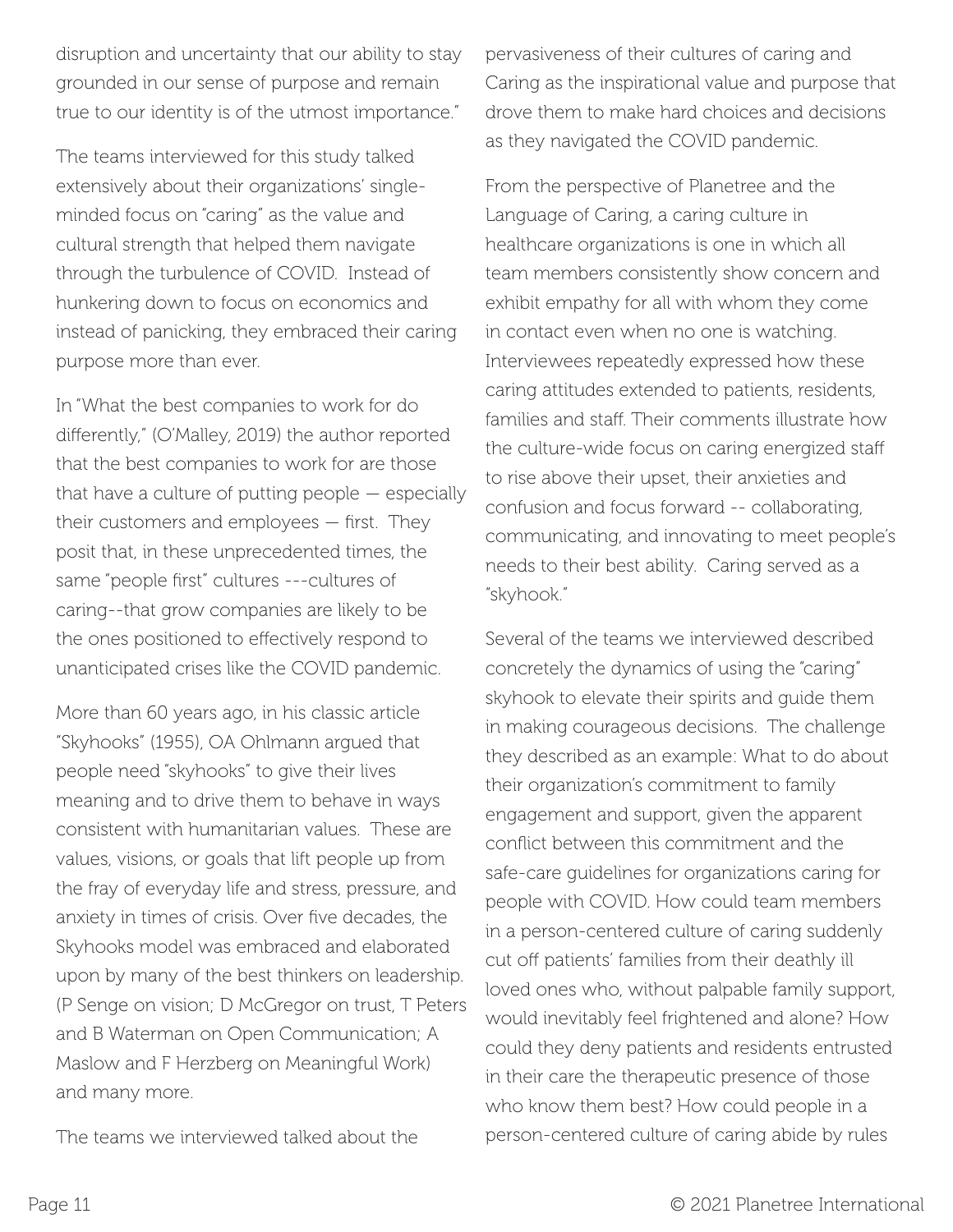disruption and uncertainty that our ability to stay grounded in our sense of purpose and remain true to our identity is of the utmost importance."

The teams interviewed for this study talked extensively about their organizations' single-minded focus on "caring" as the value and cultural strength that helped them navigate through the turbulence of COVID. Instead of hunkering down to focus on economics and instead of panicking, they embraced their caring purpose more than ever.

In "What the best companies to work for do differently," (O'Malley, 2019) the author reported that the best companies to work for are those that have a culture of putting people — especially their customers and employees — first. They posit that, in these unprecedented times, the same "people first" cultures ---cultures of caring--that grow companies are likely to be the ones positioned to effectively respond to unanticipated crises like the COVID pandemic.

More than 60 years ago, in his classic article "Skyhooks" (1955), OA Ohlmann argued that people need "skyhooks" to give their lives meaning and to drive them to behave in ways consistent with humanitarian values. These are values, visions, or goals that lift people up from the fray of everyday life and stress, pressure, and anxiety in times of crisis. Over five decades, the Skyhooks model was embraced and elaborated upon by many of the best thinkers on leadership. (P Senge on vision; D McGregor on trust, T Peters and B Waterman on Open Communication; A Maslow and F Herzberg on Meaningful Work) and many more.

The teams we interviewed talked about the pervasiveness of their cultures of caring and Caring as the inspirational value and purpose that drove them to make hard choices and decisions as they navigated the COVID pandemic.

From the perspective of Planetree and the Language of Caring, a caring culture in healthcare organizations is one in which all team members consistently show concern and exhibit empathy for all with whom they come in contact even when no one is watching. Interviewees repeatedly expressed how these caring attitudes extended to patients, residents, families and staff. Their comments illustrate how the culture-wide focus on caring energized staff to rise above their upset, their anxieties and confusion and focus forward -- collaborating, communicating, and innovating to meet people's needs to their best ability. Caring served as a "skyhook."

Several of the teams we interviewed described concretely the dynamics of using the "caring" skyhook to elevate their spirits and guide them in making courageous decisions. The challenge they described as an example: What to do about their organization's commitment to family engagement and support, given the apparent conflict between this commitment and the safe-care guidelines for organizations caring for people with COVID. How could team members in a person-centered culture of caring suddenly cut off patients' families from their deathly ill loved ones who, without palpable family support, would inevitably feel frightened and alone? How could they deny patients and residents entrusted in their care the therapeutic presence of those who know them best? How could people in a person-centered culture of caring abide by rules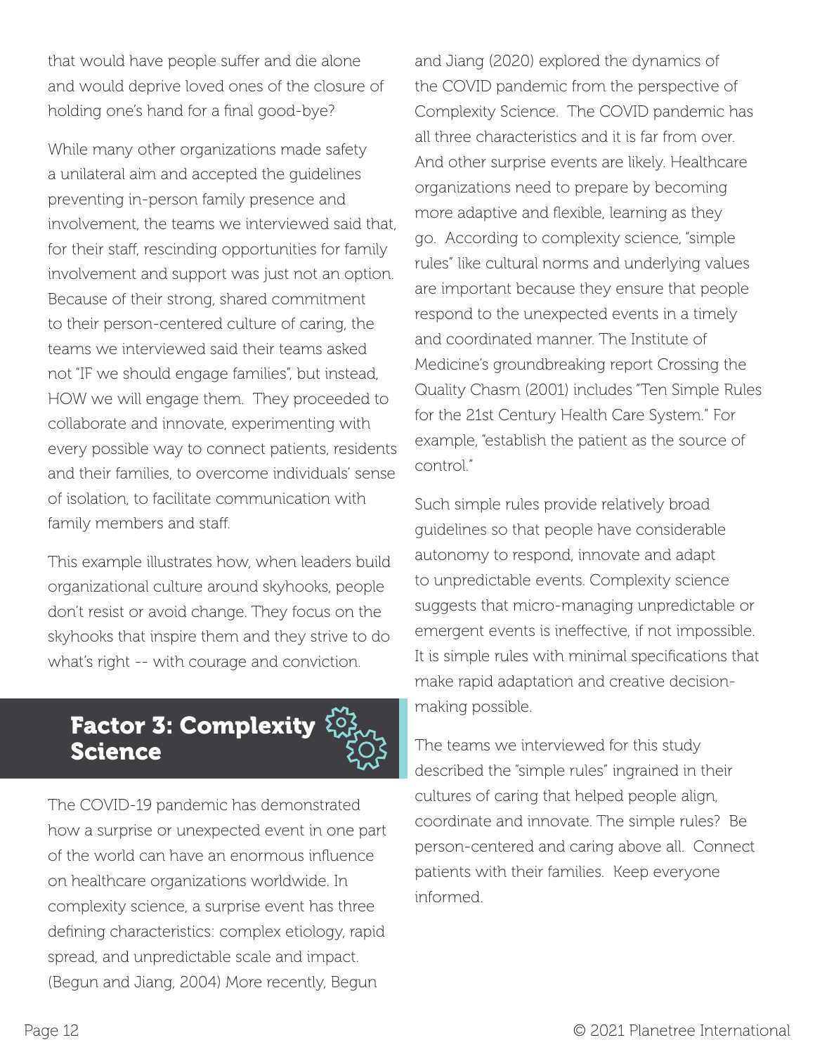that would have people suffer and die alone and would deprive loved ones of the closure of holding one's hand for a final good-bye?

While many other organizations made safety a unilateral aim and accepted the guidelines preventing in-person family presence and involvement, the teams we interviewed said that, for their staff, rescinding opportunities for family involvement and support was just not an option. Because of their strong, shared commitment to their person-centered culture of caring, the teams we interviewed said their teams asked not "IF we should engage families", but instead, HOW we will engage them. They proceeded to collaborate and innovate, experimenting with every possible way to connect patients, residents and their families, to overcome individuals' sense of isolation, to facilitate communication with family members and staff.

This example illustrates how, when leaders build organizational culture around skyhooks, people don't resist or avoid change. They focus on the skyhooks that inspire them and they strive to do what's right -- with courage and conviction.

## Factor 3: Complexity Science

The COVID-19 pandemic has demonstrated how a surprise or unexpected event in one part of the world can have an enormous influence on healthcare organizations worldwide. In complexity science, a surprise event has three defining characteristics: complex etiology, rapid spread, and unpredictable scale and impact. (Begun and Jiang, 2004) More recently, Begun and Jiang (2020) explored the dynamics of the COVID pandemic from the perspective of Complexity Science. The COVID pandemic has all three characteristics and it is far from over. And other surprise events are likely. Healthcare organizations need to prepare by becoming more adaptive and flexible, learning as they go. According to complexity science, "simple rules" like cultural norms and underlying values are important because they ensure that people respond to the unexpected events in a timely and coordinated manner. The Institute of Medicine's groundbreaking report Crossing the Quality Chasm (2001) includes "Ten Simple Rules for the 21st Century Health Care System." For example, "establish the patient as the source of control."

Such simple rules provide relatively broad guidelines so that people have considerable autonomy to respond, innovate and adapt to unpredictable events. Complexity science suggests that micro-managing unpredictable or emergent events is ineffective, if not impossible. It is simple rules with minimal specifications that make rapid adaptation and creative decision-making possible.

The teams we interviewed for this study described the "simple rules" ingrained in their cultures of caring that helped people align, coordinate and innovate. The simple rules? Be person-centered and caring above all. Connect patients with their families. Keep everyone informed.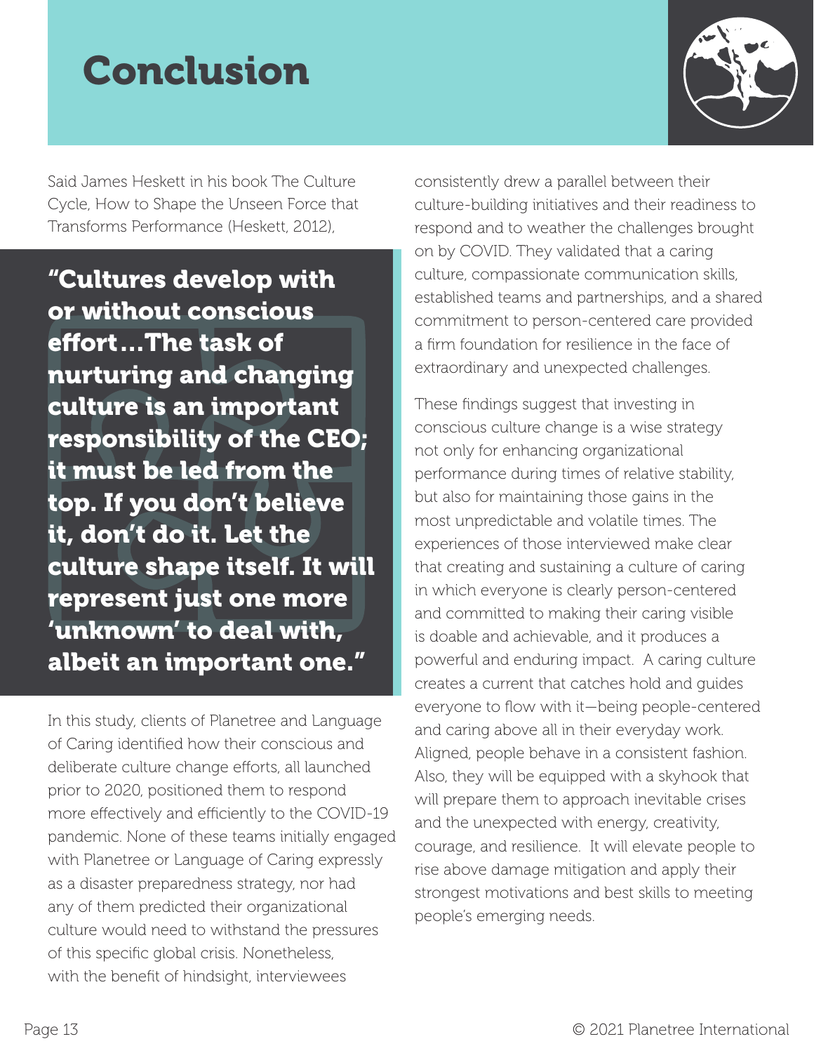# Conclusion

Said James Heskett in his book The Culture Cycle, How to Shape the Unseen Force that Transforms Performance (Heskett, 2012),

> **"Cultures develop with or without conscious effort…The task of nurturing and changing culture is an important responsibility of the CEO; it must be led from the top. If you don't believe it, don't do it. Let the culture shape itself. It will represent just one more 'unknown' to deal with, albeit an important one."**

In this study, clients of Planetree and Language of Caring identified how their conscious and deliberate culture change efforts, all launched prior to 2020, positioned them to respond more effectively and efficiently to the COVID-19 pandemic. None of these teams initially engaged with Planetree or Language of Caring expressly as a disaster preparedness strategy, nor had any of them predicted their organizational culture would need to withstand the pressures of this specific global crisis. Nonetheless, with the benefit of hindsight, interviewees consistently drew a parallel between their culture-building initiatives and their readiness to respond and to weather the challenges brought on by COVID. They validated that a caring culture, compassionate communication skills, established teams and partnerships, and a shared commitment to person-centered care provided a firm foundation for resilience in the face of extraordinary and unexpected challenges.

These findings suggest that investing in conscious culture change is a wise strategy not only for enhancing organizational performance during times of relative stability, but also for maintaining those gains in the most unpredictable and volatile times. The experiences of those interviewed make clear that creating and sustaining a culture of caring in which everyone is clearly person-centered and committed to making their caring visible is doable and achievable, and it produces a powerful and enduring impact. A caring culture creates a current that catches hold and guides everyone to flow with it—being people-centered and caring above all in their everyday work. Aligned, people behave in a consistent fashion. Also, they will be equipped with a skyhook that will prepare them to approach inevitable crises and the unexpected with energy, creativity, courage, and resilience. It will elevate people to rise above damage mitigation and apply their strongest motivations and best skills to meeting people's emerging needs.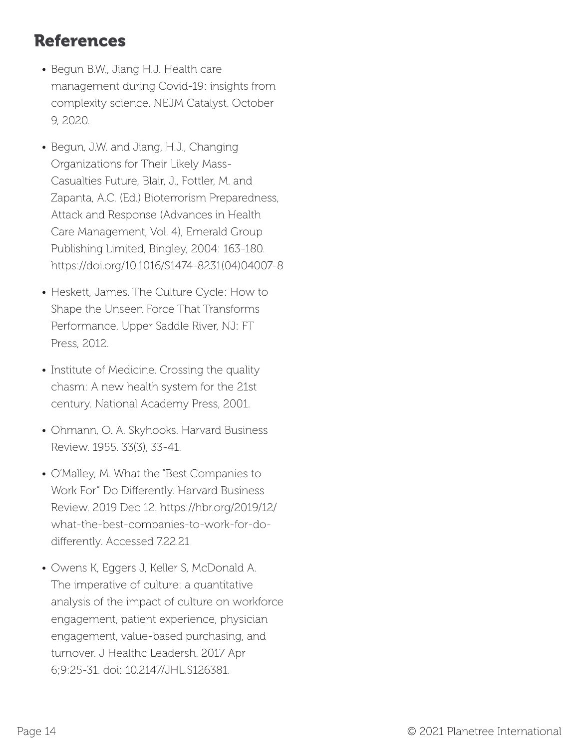## References

- Begun B.W., Jiang H.J. Health care management during Covid-19: insights from complexity science. NEJM Catalyst. October 9, 2020.
- Begun, J.W. and Jiang, H.J., Changing Organizations for Their Likely Mass-Casualties Future, Blair, J., Fottler, M. and Zapanta, A.C. (Ed.) Bioterrorism Preparedness, Attack and Response (Advances in Health Care Management, Vol. 4), Emerald Group Publishing Limited, Bingley, 2004: 163-180. https://doi.org/10.1016/S1474-8231(04)04007-8
- Heskett, James. The Culture Cycle: How to Shape the Unseen Force That Transforms Performance. Upper Saddle River, NJ: FT Press, 2012.
- Institute of Medicine. Crossing the quality chasm: A new health system for the 21st century. National Academy Press, 2001.
- Ohmann, O. A. Skyhooks. Harvard Business Review. 1955. 33(3), 33-41.
- O'Malley, M. What the "Best Companies to Work For" Do Differently. Harvard Business Review. 2019 Dec 12. https://hbr.org/2019/12/what-the-best-companies-to-work-for-do-differently. Accessed 7.22.21
- Owens K, Eggers J, Keller S, McDonald A. The imperative of culture: a quantitative analysis of the impact of culture on workforce engagement, patient experience, physician engagement, value-based purchasing, and turnover. J Healthc Leadersh. 2017 Apr 6;9:25-31. doi: 10.2147/JHL.S126381.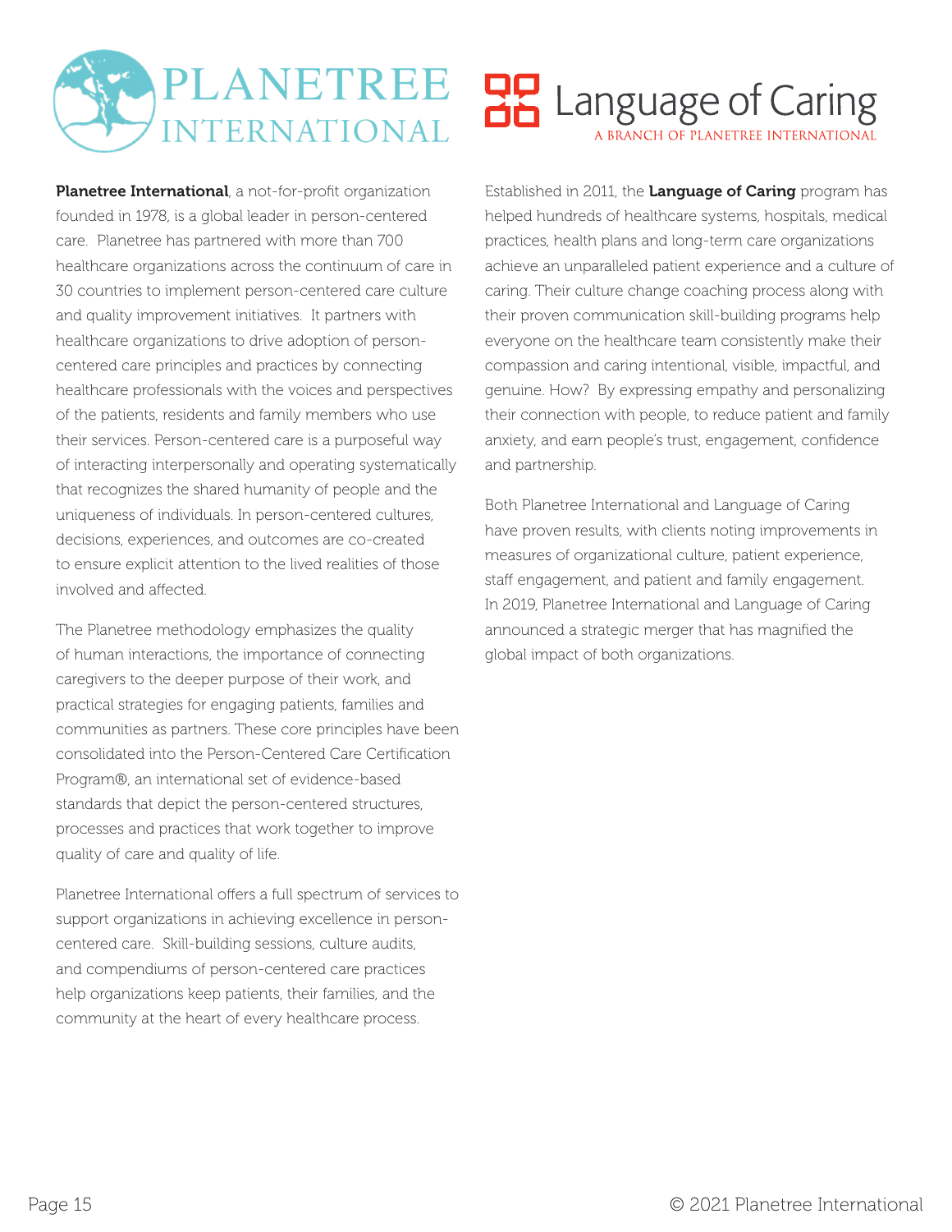# PLANETREE INTERNATIONAL

**Planetree International**, a not-for-profit organization founded in 1978, is a global leader in person-centered care. Planetree has partnered with more than 700 healthcare organizations across the continuum of care in 30 countries to implement person-centered care culture and quality improvement initiatives. It partners with healthcare organizations to drive adoption of person-centered care principles and practices by connecting healthcare professionals with the voices and perspectives of the patients, residents and family members who use their services. Person-centered care is a purposeful way of interacting interpersonally and operating systematically that recognizes the shared humanity of people and the uniqueness of individuals. In person-centered cultures, decisions, experiences, and outcomes are co-created to ensure explicit attention to the lived realities of those involved and affected.

The Planetree methodology emphasizes the quality of human interactions, the importance of connecting caregivers to the deeper purpose of their work, and practical strategies for engaging patients, families and communities as partners. These core principles have been consolidated into the Person-Centered Care Certification Program®, an international set of evidence-based standards that depict the person-centered structures, processes and practices that work together to improve quality of care and quality of life.

Planetree International offers a full spectrum of services to support organizations in achieving excellence in person-centered care. Skill-building sessions, culture audits, and compendiums of person-centered care practices help organizations keep patients, their families, and the community at the heart of every healthcare process.

# Language of Caring

A BRANCH OF PLANETREE INTERNATIONAL

Established in 2011, the **Language of Caring** program has helped hundreds of healthcare systems, hospitals, medical practices, health plans and long-term care organizations achieve an unparalleled patient experience and a culture of caring. Their culture change coaching process along with their proven communication skill-building programs help everyone on the healthcare team consistently make their compassion and caring intentional, visible, impactful, and genuine. How? By expressing empathy and personalizing their connection with people, to reduce patient and family anxiety, and earn people's trust, engagement, confidence and partnership.

Both Planetree International and Language of Caring have proven results, with clients noting improvements in measures of organizational culture, patient experience, staff engagement, and patient and family engagement. In 2019, Planetree International and Language of Caring announced a strategic merger that has magnified the global impact of both organizations.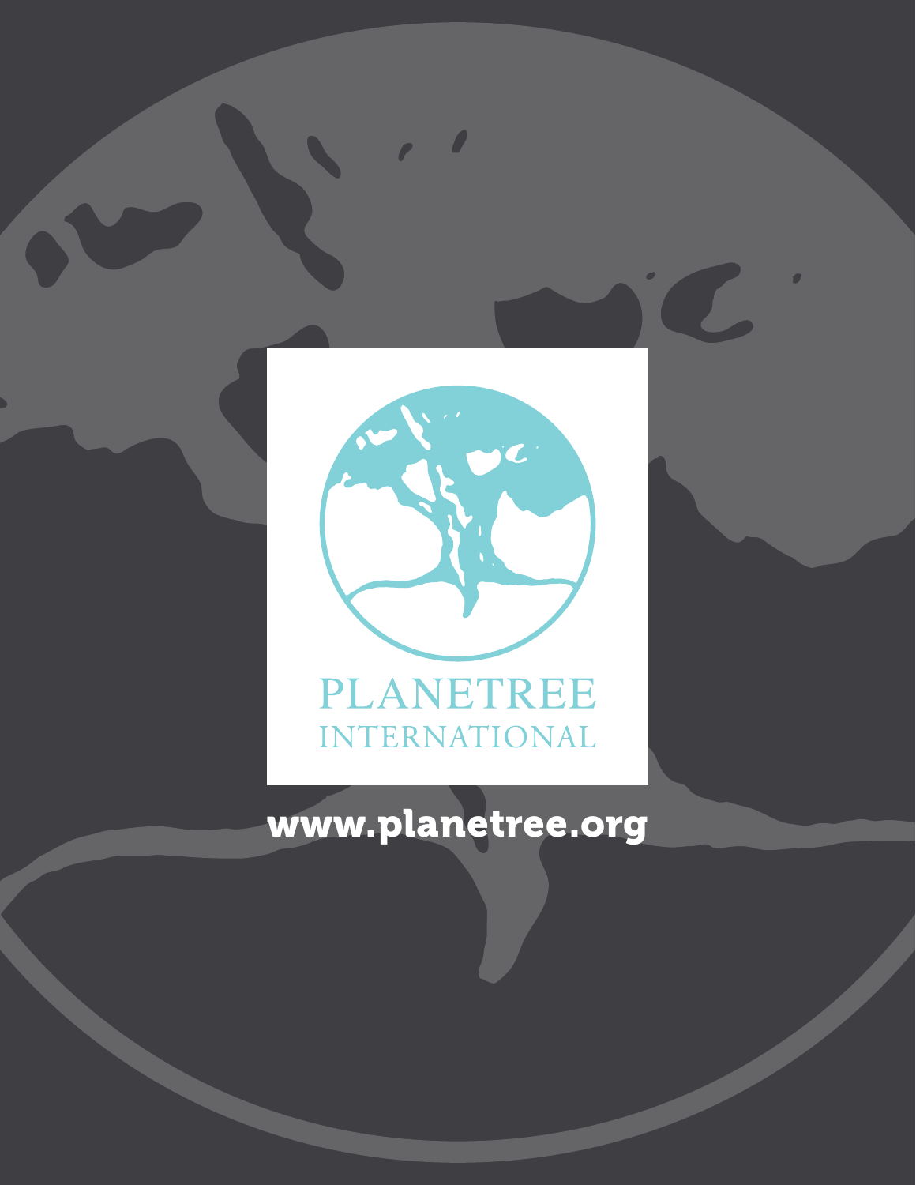PLANETREE
INTERNATIONAL

www.planetree.org